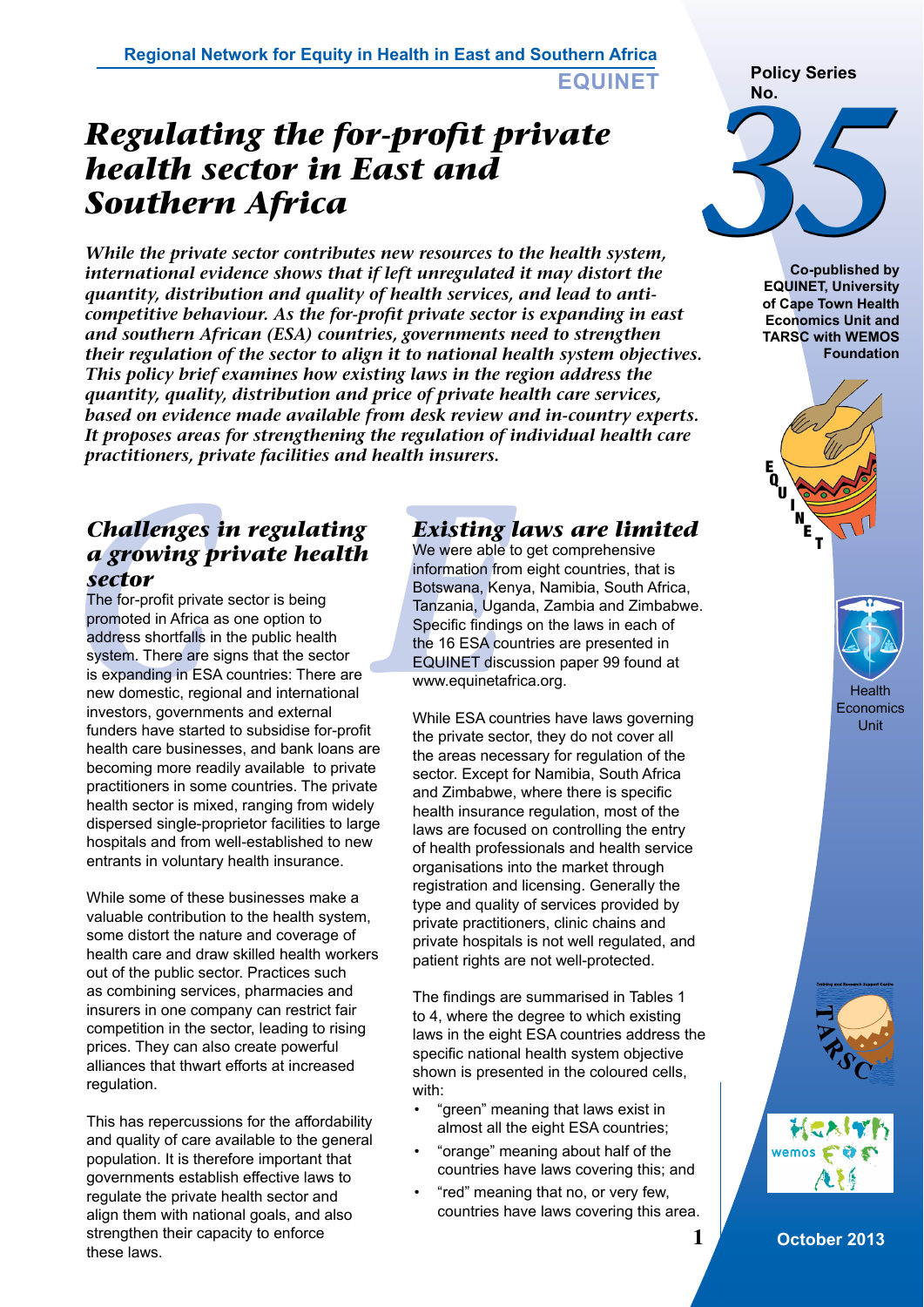Regional Network for Equity in Health in East and Southern Africa

**EQUINET**

**Policy Series No. 35**

# *Regulating the for-profit private health sector in East and Southern Africa*

***While the private sector contributes new resources to the health system, international evidence shows that if left unregulated it may distort the quantity, distribution and quality of health services, and lead to anti-competitive behaviour. As the for-profit private sector is expanding in east and southern African (ESA) countries, governments need to strengthen their regulation of the sector to align it to national health system objectives. This policy brief examines how existing laws in the region address the quantity, quality, distribution and price of private health care services, based on evidence made available from desk review and in-country experts. It proposes areas for strengthening the regulation of individual health care practitioners, private facilities and health insurers.***

Co-published by EQUINET, University of Cape Town Health Economics Unit and TARSC with WEMOS Foundation

## *Challenges in regulating a growing private health sector*

The for-profit private sector is being promoted in Africa as one option to address shortfalls in the public health system. There are signs that the sector is expanding in ESA countries: There are new domestic, regional and international investors, governments and external funders have started to subsidise for-profit health care businesses, and bank loans are becoming more readily available to private practitioners in some countries. The private health sector is mixed, ranging from widely dispersed single-proprietor facilities to large hospitals and from well-established to new entrants in voluntary health insurance.

While some of these businesses make a valuable contribution to the health system, some distort the nature and coverage of health care and draw skilled health workers out of the public sector. Practices such as combining services, pharmacies and insurers in one company can restrict fair competition in the sector, leading to rising prices. They can also create powerful alliances that thwart efforts at increased regulation.

This has repercussions for the affordability and quality of care available to the general population. It is therefore important that governments establish effective laws to regulate the private health sector and align them with national goals, and also strengthen their capacity to enforce these laws.

## *Existing laws are limited*

We were able to get comprehensive information from eight countries, that is Botswana, Kenya, Namibia, South Africa, Tanzania, Uganda, Zambia and Zimbabwe. Specific findings on the laws in each of the 16 ESA countries are presented in EQUINET discussion paper 99 found at www.equinetafrica.org.

While ESA countries have laws governing the private sector, they do not cover all the areas necessary for regulation of the sector. Except for Namibia, South Africa and Zimbabwe, where there is specific health insurance regulation, most of the laws are focused on controlling the entry of health professionals and health service organisations into the market through registration and licensing. Generally the type and quality of services provided by private practitioners, clinic chains and private hospitals is not well regulated, and patient rights are not well-protected.

The findings are summarised in Tables 1 to 4, where the degree to which existing laws in the eight ESA countries address the specific national health system objective shown is presented in the coloured cells, with:

- "green" meaning that laws exist in almost all the eight ESA countries;
- "orange" meaning about half of the countries have laws covering this; and
- "red" meaning that no, or very few, countries have laws covering this area.

October 2013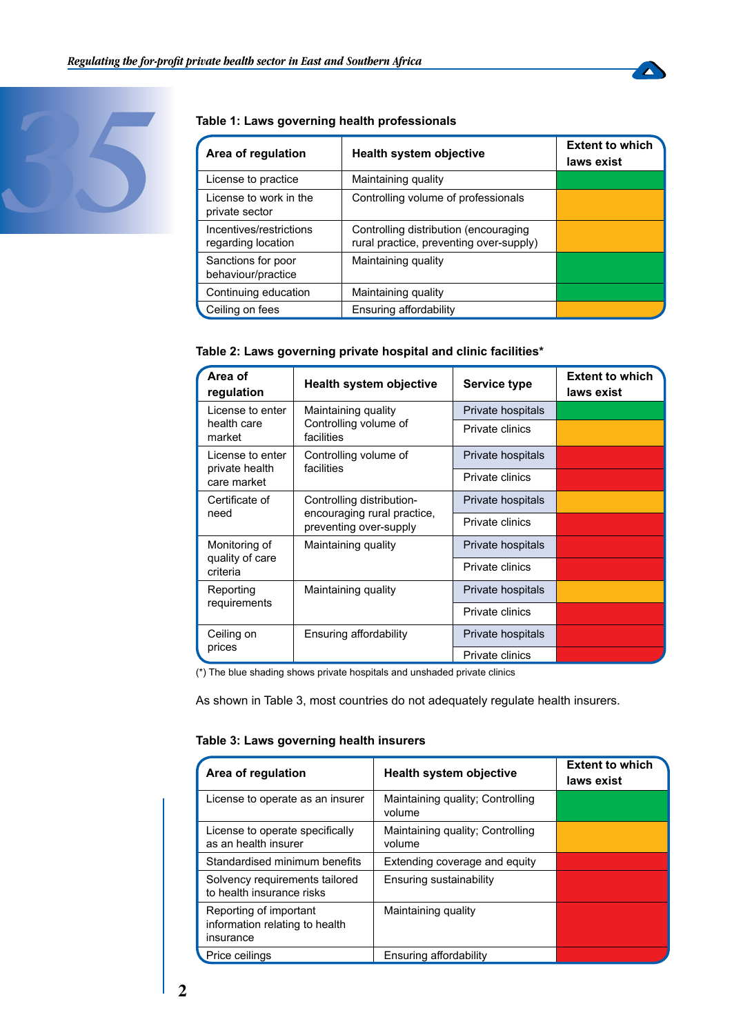**Table 1: Laws governing health professionals**

| Area of regulation | Health system objective | Extent to which laws exist |
|---|---|---|
| License to practice | Maintaining quality | |
| License to work in the private sector | Controlling volume of professionals | |
| Incentives/restrictions regarding location | Controlling distribution (encouraging rural practice, preventing over-supply) | |
| Sanctions for poor behaviour/practice | Maintaining quality | |
| Continuing education | Maintaining quality | |
| Ceiling on fees | Ensuring affordability | |

**Table 2: Laws governing private hospital and clinic facilities***

| Area of regulation | Health system objective | Service type | Extent to which laws exist |
|---|---|---|---|
| License to enter health care market | Maintaining quality Controlling volume of facilities | Private hospitals | |
| | | Private clinics | |
| License to enter private health care market | Controlling volume of facilities | Private hospitals | |
| | | Private clinics | |
| Certificate of need | Controlling distribution-encouraging rural practice, preventing over-supply | Private hospitals | |
| | | Private clinics | |
| Monitoring of quality of care criteria | Maintaining quality | Private hospitals | |
| | | Private clinics | |
| Reporting requirements | Maintaining quality | Private hospitals | |
| | | Private clinics | |
| Ceiling on prices | Ensuring affordability | Private hospitals | |
| | | Private clinics | |

(*) The blue shading shows private hospitals and unshaded private clinics

As shown in Table 3, most countries do not adequately regulate health insurers.

**Table 3: Laws governing health insurers**

| Area of regulation | Health system objective | Extent to which laws exist |
|---|---|---|
| License to operate as an insurer | Maintaining quality; Controlling volume | |
| License to operate specifically as an health insurer | Maintaining quality; Controlling volume | |
| Standardised minimum benefits | Extending coverage and equity | |
| Solvency requirements tailored to health insurance risks | Ensuring sustainability | |
| Reporting of important information relating to health insurance | Maintaining quality | |
| Price ceilings | Ensuring affordability | |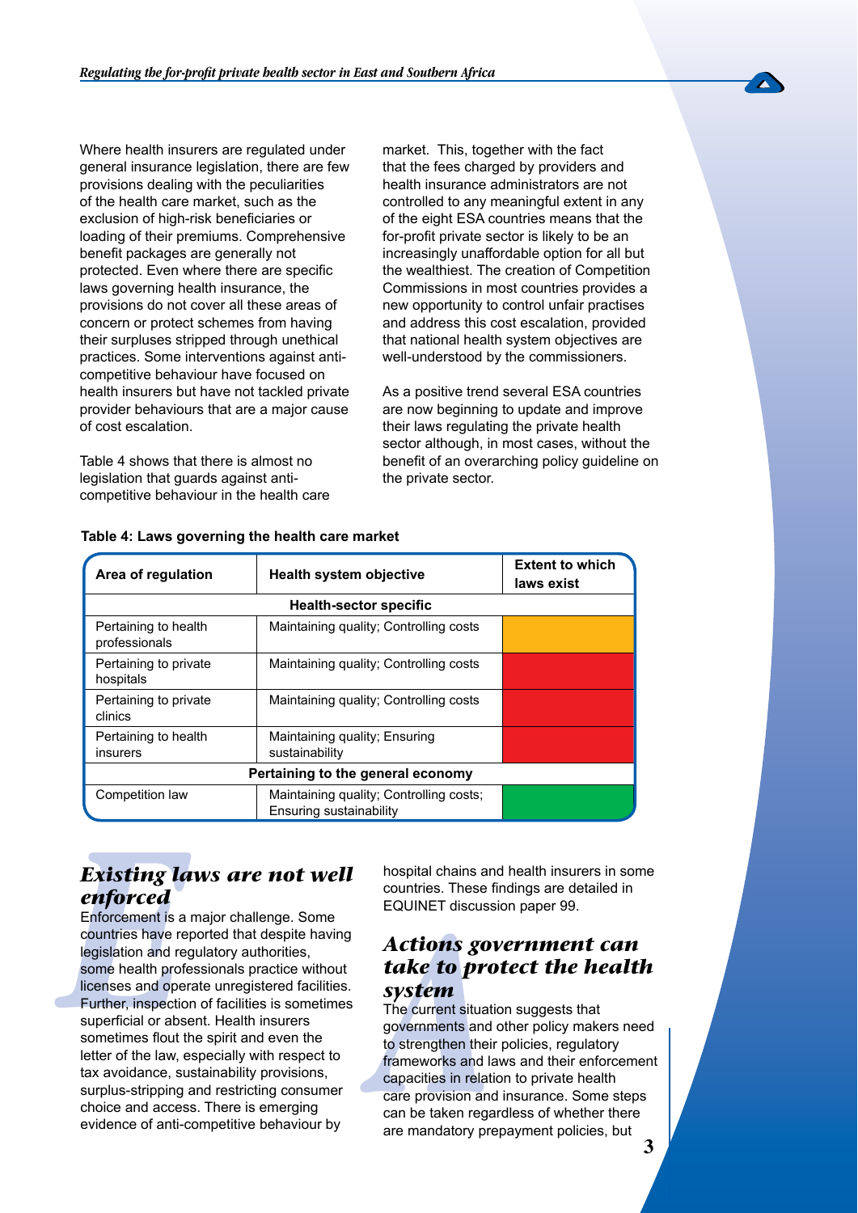Where health insurers are regulated under general insurance legislation, there are few provisions dealing with the peculiarities of the health care market, such as the exclusion of high-risk beneficiaries or loading of their premiums. Comprehensive benefit packages are generally not protected. Even where there are specific laws governing health insurance, the provisions do not cover all these areas of concern or protect schemes from having their surpluses stripped through unethical practices. Some interventions against anti-competitive behaviour have focused on health insurers but have not tackled private provider behaviours that are a major cause of cost escalation.

Table 4 shows that there is almost no legislation that guards against anti-competitive behaviour in the health care market. This, together with the fact that the fees charged by providers and health insurance administrators are not controlled to any meaningful extent in any of the eight ESA countries means that the for-profit private sector is likely to be an increasingly unaffordable option for all but the wealthiest. The creation of Competition Commissions in most countries provides a new opportunity to control unfair practises and address this cost escalation, provided that national health system objectives are well-understood by the commissioners.

As a positive trend several ESA countries are now beginning to update and improve their laws regulating the private health sector although, in most cases, without the benefit of an overarching policy guideline on the private sector.

**Table 4: Laws governing the health care market**

| Area of regulation | Health system objective | Extent to which laws exist |
|---|---|---|
| **Health-sector specific** | | |
| Pertaining to health professionals | Maintaining quality; Controlling costs | |
| Pertaining to private hospitals | Maintaining quality; Controlling costs | |
| Pertaining to private clinics | Maintaining quality; Controlling costs | |
| Pertaining to health insurers | Maintaining quality; Ensuring sustainability | |
| **Pertaining to the general economy** | | |
| Competition law | Maintaining quality; Controlling costs; Ensuring sustainability | |

## *Existing laws are not well enforced*

Enforcement is a major challenge. Some countries have reported that despite having legislation and regulatory authorities, some health professionals practice without licenses and operate unregistered facilities. Further, inspection of facilities is sometimes superficial or absent. Health insurers sometimes flout the spirit and even the letter of the law, especially with respect to tax avoidance, sustainability provisions, surplus-stripping and restricting consumer choice and access. There is emerging evidence of anti-competitive behaviour by hospital chains and health insurers in some countries. These findings are detailed in EQUINET discussion paper 99.

## *Actions government can take to protect the health system*

The current situation suggests that governments and other policy makers need to strengthen their policies, regulatory frameworks and laws and their enforcement capacities in relation to private health care provision and insurance. Some steps can be taken regardless of whether there are mandatory prepayment policies, but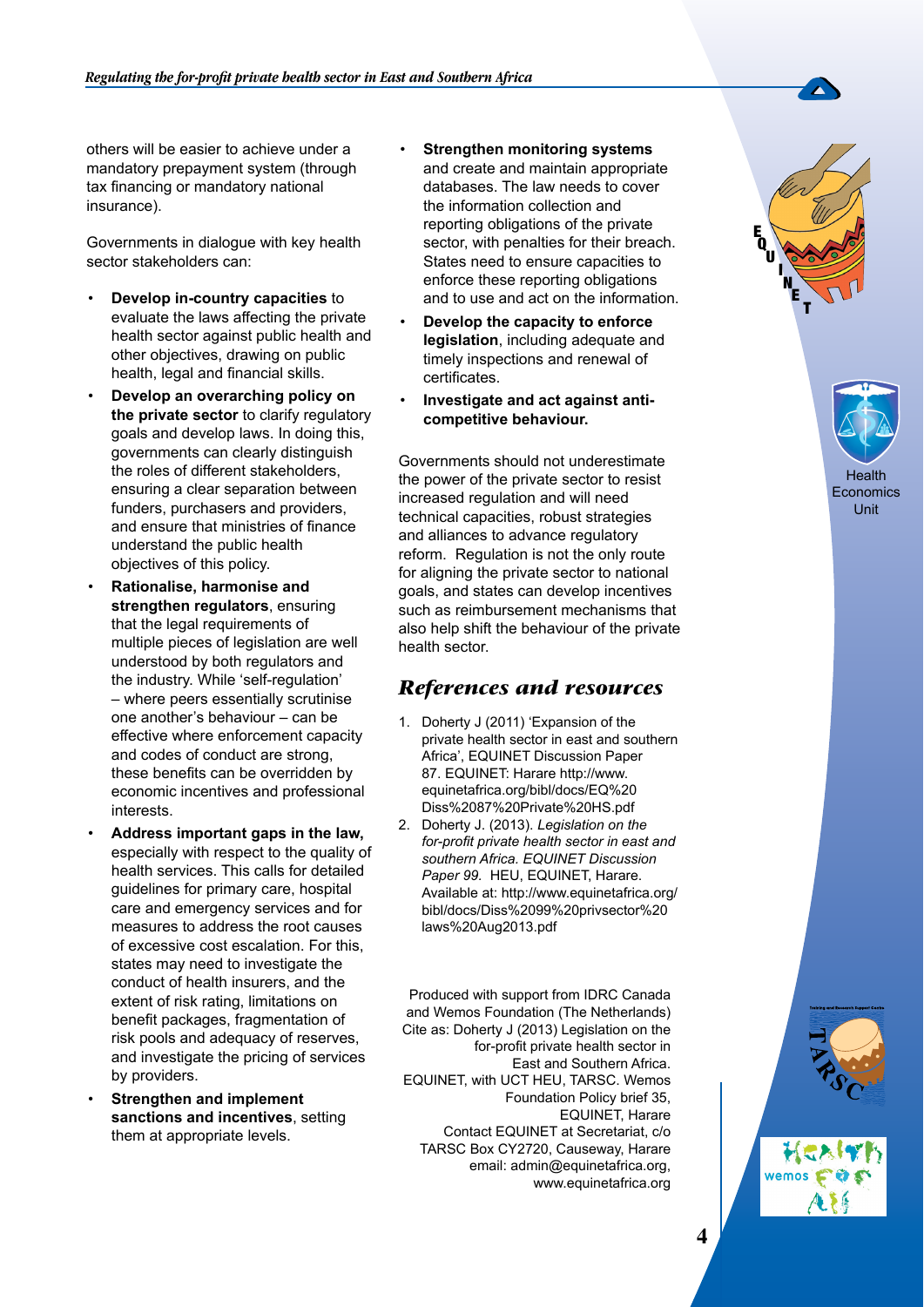others will be easier to achieve under a mandatory prepayment system (through tax financing or mandatory national insurance).

Governments in dialogue with key health sector stakeholders can:

- **Develop in-country capacities** to evaluate the laws affecting the private health sector against public health and other objectives, drawing on public health, legal and financial skills.
- **Develop an overarching policy on the private sector** to clarify regulatory goals and develop laws. In doing this, governments can clearly distinguish the roles of different stakeholders, ensuring a clear separation between funders, purchasers and providers, and ensure that ministries of finance understand the public health objectives of this policy.
- **Rationalise, harmonise and strengthen regulators**, ensuring that the legal requirements of multiple pieces of legislation are well understood by both regulators and the industry. While 'self-regulation' – where peers essentially scrutinise one another's behaviour – can be effective where enforcement capacity and codes of conduct are strong, these benefits can be overridden by economic incentives and professional interests.
- **Address important gaps in the law,** especially with respect to the quality of health services. This calls for detailed guidelines for primary care, hospital care and emergency services and for measures to address the root causes of excessive cost escalation. For this, states may need to investigate the conduct of health insurers, and the extent of risk rating, limitations on benefit packages, fragmentation of risk pools and adequacy of reserves, and investigate the pricing of services by providers.
- **Strengthen and implement sanctions and incentives**, setting them at appropriate levels.
- **Strengthen monitoring systems** and create and maintain appropriate databases. The law needs to cover the information collection and reporting obligations of the private sector, with penalties for their breach. States need to ensure capacities to enforce these reporting obligations and to use and act on the information.
- **Develop the capacity to enforce legislation**, including adequate and timely inspections and renewal of certificates.
- **Investigate and act against anti-competitive behaviour.**

Governments should not underestimate the power of the private sector to resist increased regulation and will need technical capacities, robust strategies and alliances to advance regulatory reform. Regulation is not the only route for aligning the private sector to national goals, and states can develop incentives such as reimbursement mechanisms that also help shift the behaviour of the private health sector.

## *References and resources*

1. Doherty J (2011) 'Expansion of the private health sector in east and southern Africa', EQUINET Discussion Paper 87. EQUINET: Harare http://www.equinetafrica.org/bibl/docs/EQ%20Diss%2087%20Private%20HS.pdf
2. Doherty J. (2013). *Legislation on the for-profit private health sector in east and southern Africa. EQUINET Discussion Paper 99.* HEU, EQUINET, Harare. Available at: http://www.equinetafrica.org/bibl/docs/Diss%2099%20privsector%20laws%20Aug2013.pdf

Produced with support from IDRC Canada and Wemos Foundation (The Netherlands)
Cite as: Doherty J (2013) Legislation on the for-profit private health sector in East and Southern Africa. EQUINET, with UCT HEU, TARSC. Wemos Foundation Policy brief 35, EQUINET, Harare
Contact EQUINET at Secretariat, c/o TARSC Box CY2720, Causeway, Harare email: admin@equinetafrica.org, www.equinetafrica.org